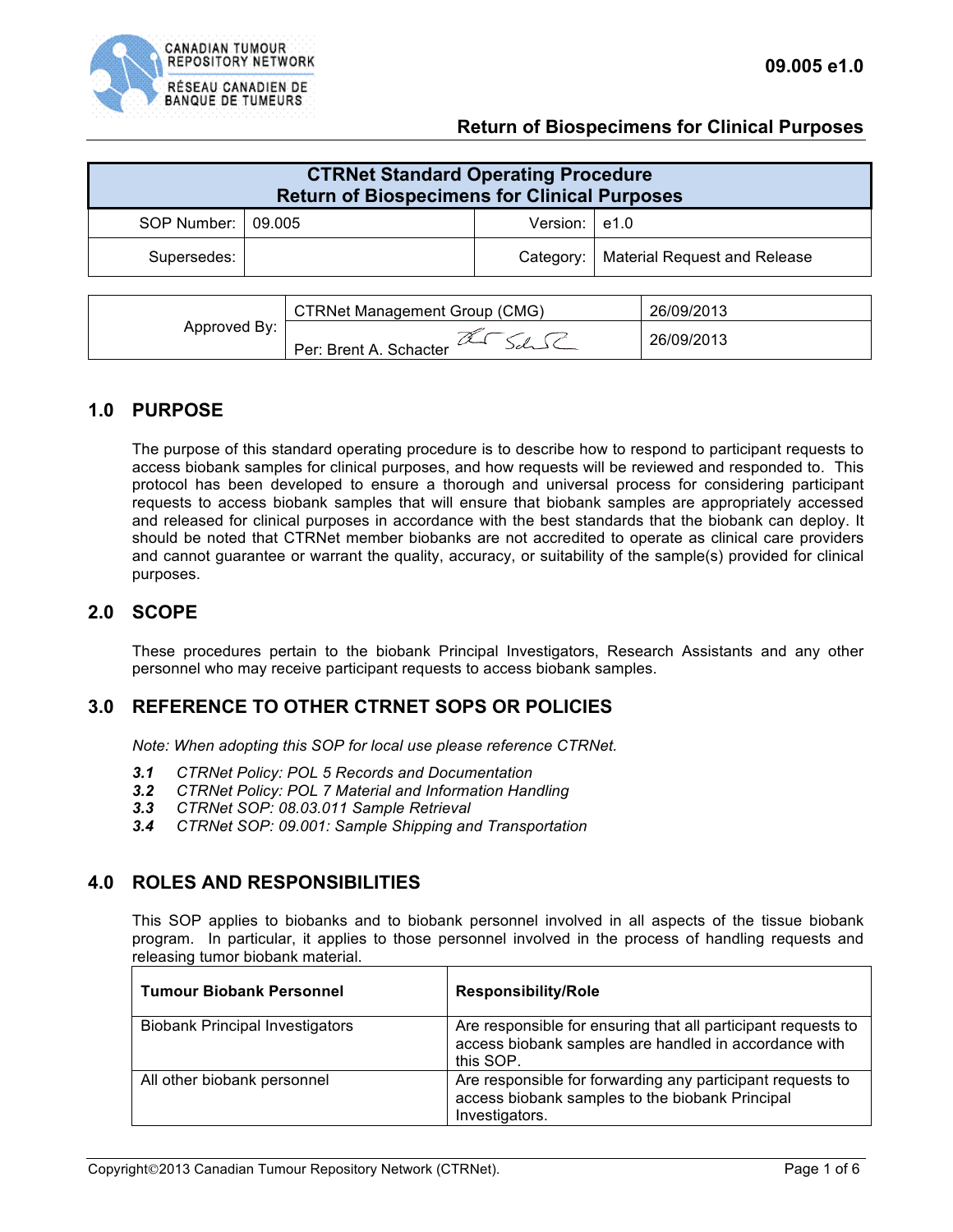# CTRNet Standard Operating Procedure
## Return of Biospecimens for Clinical Purposes

| SOP Number: | 09.005 | Version: | e1.0 |
|---|---|---|---|
| Supersedes: | | Category: | Material Request and Release |

| Approved By: | CTRNet Management Group (CMG) | 26/09/2013 |
|---|---|---|
| | Per: Brent A. Schacter | 26/09/2013 |

## 1.0 PURPOSE

The purpose of this standard operating procedure is to describe how to respond to participant requests to access biobank samples for clinical purposes, and how requests will be reviewed and responded to. This protocol has been developed to ensure a thorough and universal process for considering participant requests to access biobank samples that will ensure that biobank samples are appropriately accessed and released for clinical purposes in accordance with the best standards that the biobank can deploy. It should be noted that CTRNet member biobanks are not accredited to operate as clinical care providers and cannot guarantee or warrant the quality, accuracy, or suitability of the sample(s) provided for clinical purposes.

## 2.0 SCOPE

These procedures pertain to the biobank Principal Investigators, Research Assistants and any other personnel who may receive participant requests to access biobank samples.

## 3.0 REFERENCE TO OTHER CTRNET SOPS OR POLICIES

*Note: When adopting this SOP for local use please reference CTRNet.*

***3.1*** *CTRNet Policy: POL 5 Records and Documentation*
***3.2*** *CTRNet Policy: POL 7 Material and Information Handling*
***3.3*** *CTRNet SOP: 08.03.011 Sample Retrieval*
***3.4*** *CTRNet SOP: 09.001: Sample Shipping and Transportation*

## 4.0 ROLES AND RESPONSIBILITIES

This SOP applies to biobanks and to biobank personnel involved in all aspects of the tissue biobank program. In particular, it applies to those personnel involved in the process of handling requests and releasing tumor biobank material.

| Tumour Biobank Personnel | Responsibility/Role |
|---|---|
| Biobank Principal Investigators | Are responsible for ensuring that all participant requests to access biobank samples are handled in accordance with this SOP. |
| All other biobank personnel | Are responsible for forwarding any participant requests to access biobank samples to the biobank Principal Investigators. |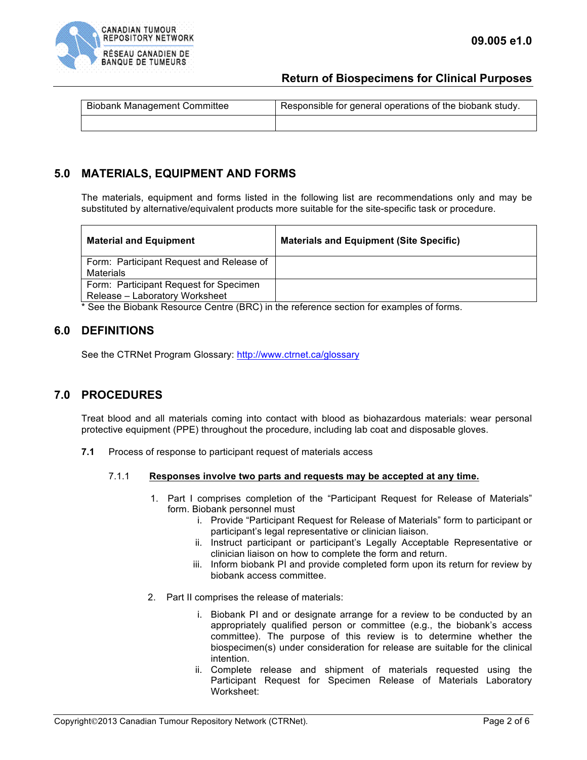| Biobank Management Committee | Responsible for general operations of the biobank study. |
| --- | --- |
| | |

## 5.0 MATERIALS, EQUIPMENT AND FORMS

The materials, equipment and forms listed in the following list are recommendations only and may be substituted by alternative/equivalent products more suitable for the site-specific task or procedure.

| Material and Equipment | Materials and Equipment (Site Specific) |
| --- | --- |
| Form: Participant Request and Release of Materials | |
| Form: Participant Request for Specimen Release – Laboratory Worksheet | |

* See the Biobank Resource Centre (BRC) in the reference section for examples of forms.

## 6.0 DEFINITIONS

See the CTRNet Program Glossary: http://www.ctrnet.ca/glossary

## 7.0 PROCEDURES

Treat blood and all materials coming into contact with blood as biohazardous materials: wear personal protective equipment (PPE) throughout the procedure, including lab coat and disposable gloves.

**7.1** Process of response to participant request of materials access

7.1.1 **<u>Responses involve two parts and requests may be accepted at any time.</u>**

1. Part I comprises completion of the "Participant Request for Release of Materials" form. Biobank personnel must
   i. Provide "Participant Request for Release of Materials" form to participant or participant's legal representative or clinician liaison.
   ii. Instruct participant or participant's Legally Acceptable Representative or clinician liaison on how to complete the form and return.
   iii. Inform biobank PI and provide completed form upon its return for review by biobank access committee.

2. Part II comprises the release of materials:
   i. Biobank PI and or designate arrange for a review to be conducted by an appropriately qualified person or committee (e.g., the biobank's access committee). The purpose of this review is to determine whether the biospecimen(s) under consideration for release are suitable for the clinical intention.
   ii. Complete release and shipment of materials requested using the Participant Request for Specimen Release of Materials Laboratory Worksheet: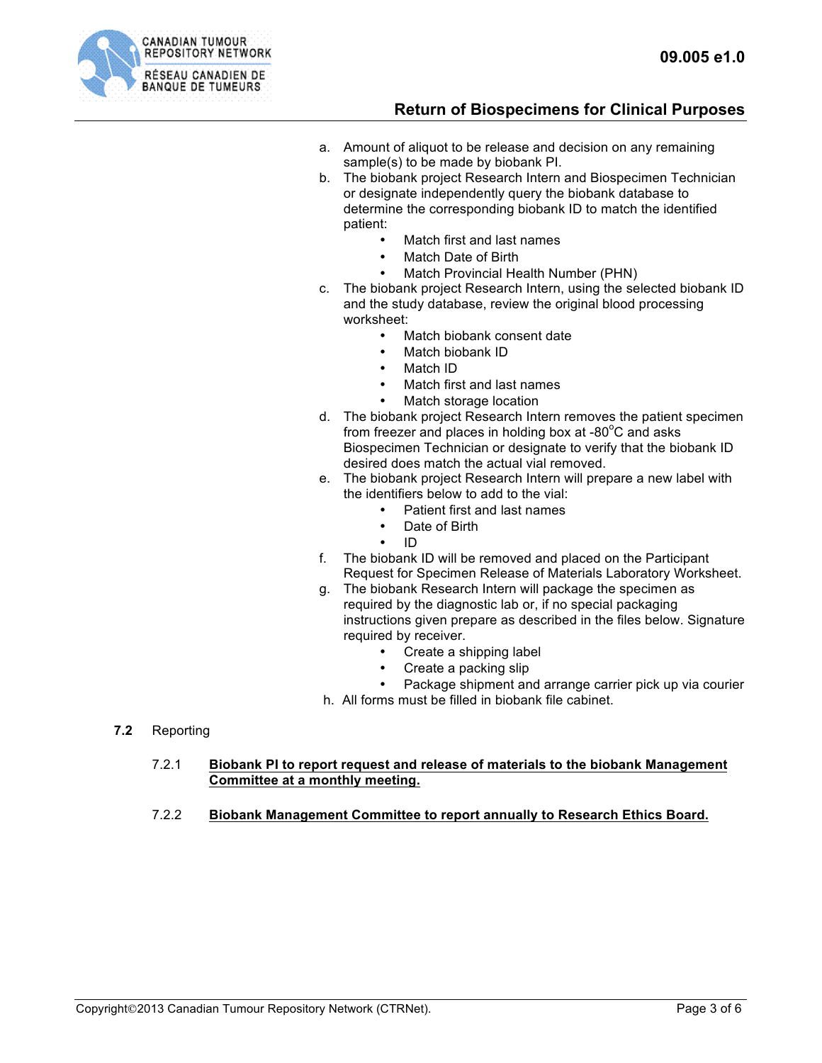a. Amount of aliquot to be release and decision on any remaining sample(s) to be made by biobank PI.
b. The biobank project Research Intern and Biospecimen Technician or designate independently query the biobank database to determine the corresponding biobank ID to match the identified patient:
    - Match first and last names
    - Match Date of Birth
    - Match Provincial Health Number (PHN)
c. The biobank project Research Intern, using the selected biobank ID and the study database, review the original blood processing worksheet:
    - Match biobank consent date
    - Match biobank ID
    - Match ID
    - Match first and last names
    - Match storage location
d. The biobank project Research Intern removes the patient specimen from freezer and places in holding box at -80°C and asks Biospecimen Technician or designate to verify that the biobank ID desired does match the actual vial removed.
e. The biobank project Research Intern will prepare a new label with the identifiers below to add to the vial:
    - Patient first and last names
    - Date of Birth
    - ID
f. The biobank ID will be removed and placed on the Participant Request for Specimen Release of Materials Laboratory Worksheet.
g. The biobank Research Intern will package the specimen as required by the diagnostic lab or, if no special packaging instructions given prepare as described in the files below. Signature required by receiver.
    - Create a shipping label
    - Create a packing slip
    - Package shipment and arrange carrier pick up via courier
h. All forms must be filled in biobank file cabinet.

**7.2** Reporting

7.2.1 **Biobank PI to report request and release of materials to the biobank Management Committee at a monthly meeting.**

7.2.2 **Biobank Management Committee to report annually to Research Ethics Board.**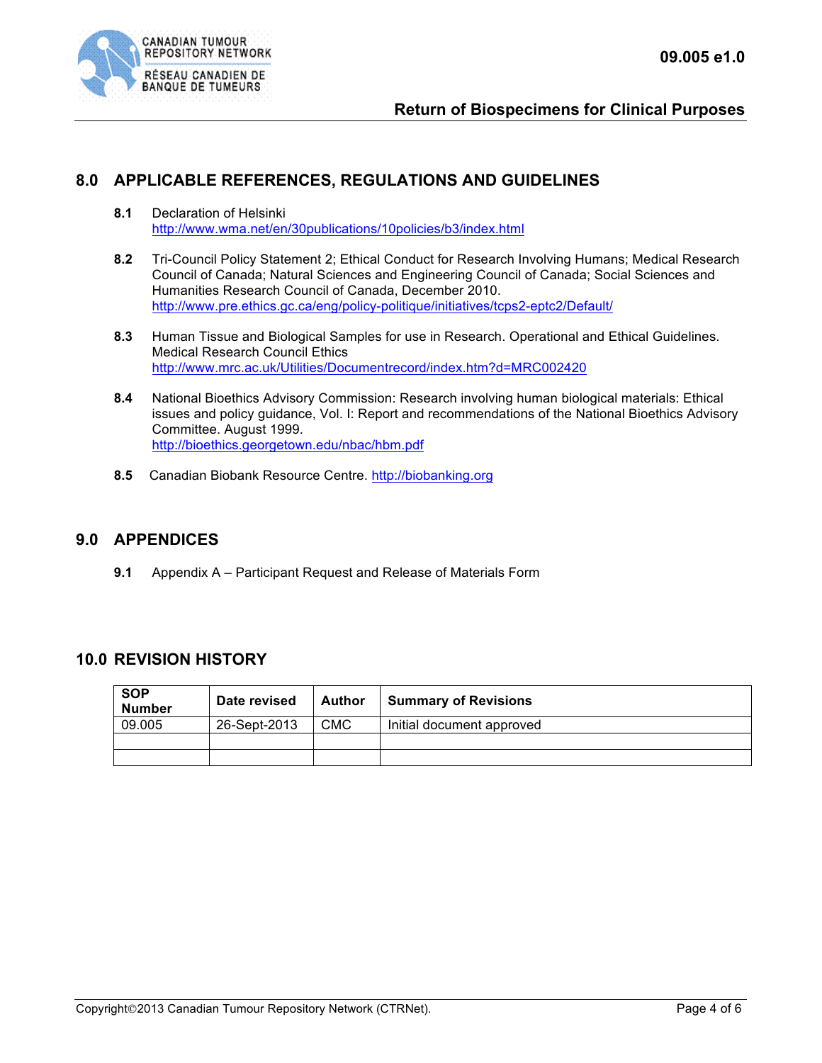## 8.0 APPLICABLE REFERENCES, REGULATIONS AND GUIDELINES

**8.1** Declaration of Helsinki
http://www.wma.net/en/30publications/10policies/b3/index.html

**8.2** Tri-Council Policy Statement 2; Ethical Conduct for Research Involving Humans; Medical Research Council of Canada; Natural Sciences and Engineering Council of Canada; Social Sciences and Humanities Research Council of Canada, December 2010.
http://www.pre.ethics.gc.ca/eng/policy-politique/initiatives/tcps2-eptc2/Default/

**8.3** Human Tissue and Biological Samples for use in Research. Operational and Ethical Guidelines. Medical Research Council Ethics
http://www.mrc.ac.uk/Utilities/Documentrecord/index.htm?d=MRC002420

**8.4** National Bioethics Advisory Commission: Research involving human biological materials: Ethical issues and policy guidance, Vol. I: Report and recommendations of the National Bioethics Advisory Committee. August 1999.
http://bioethics.georgetown.edu/nbac/hbm.pdf

**8.5** Canadian Biobank Resource Centre. http://biobanking.org

## 9.0 APPENDICES

**9.1** Appendix A – Participant Request and Release of Materials Form

## 10.0 REVISION HISTORY

| SOP Number | Date revised | Author | Summary of Revisions |
|---|---|---|---|
| 09.005 | 26-Sept-2013 | CMC | Initial document approved |
| | | | |
| | | | |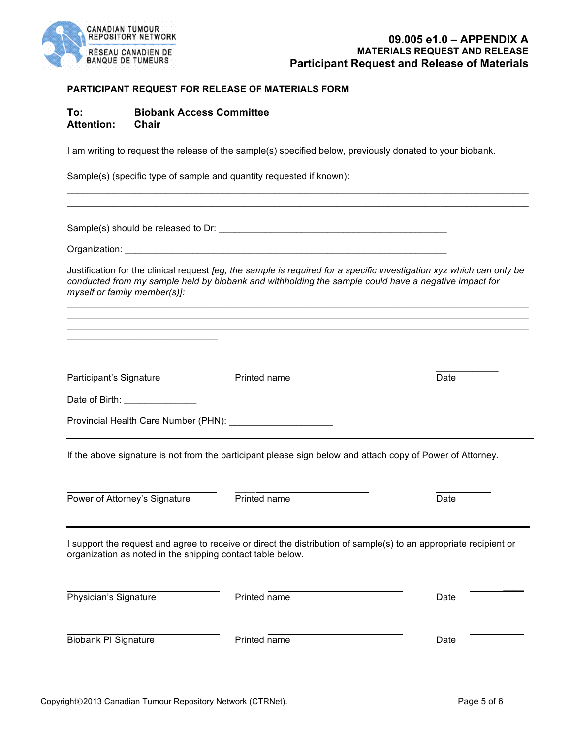**PARTICIPANT REQUEST FOR RELEASE OF MATERIALS FORM**

**To:** **Biobank Access Committee**
**Attention:** **Chair**

I am writing to request the release of the sample(s) specified below, previously donated to your biobank.

Sample(s) (specific type of sample and quantity requested if known):

_______________________________________________________________________________

_______________________________________________________________________________

Sample(s) should be released to Dr: ________________________________________

Organization: ______________________________________________________

Justification for the clinical request *[eg, the sample is required for a specific investigation xyz which can only be conducted from my sample held by biobank and withholding the sample could have a negative impact for myself or family member(s)]:*

_______________________________________________________________________________

_______________________________________________________________________________

_______________________________________________________________________________

____________________________

| ____________________ | ____________________ | ____________ |
|---|---|---|
| Participant's Signature | Printed name | Date |

Date of Birth: ______________

Provincial Health Care Number (PHN): ____________________

---

If the above signature is not from the participant please sign below and attach copy of Power of Attorney.

| ____________________ | ____________________ | ____________ |
|---|---|---|
| Power of Attorney's Signature | Printed name | Date |

---

I support the request and agree to receive or direct the distribution of sample(s) to an appropriate recipient or organization as noted in the shipping contact table below.

| ____________________ | ____________________ | ____________ |
|---|---|---|
| Physician's Signature | Printed name | Date |

| ____________________ | ____________________ | ____________ |
|---|---|---|
| Biobank PI Signature | Printed name | Date |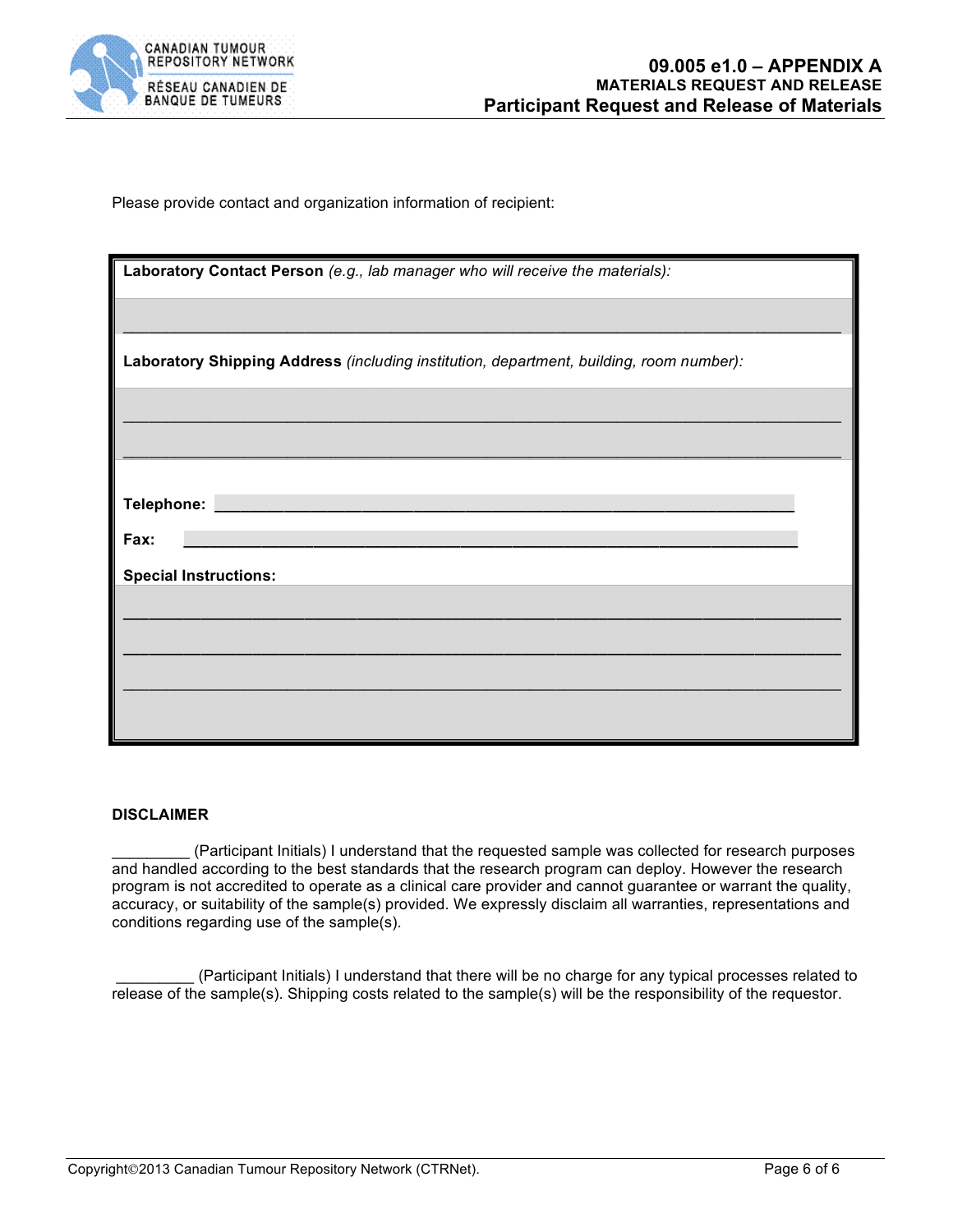Please provide contact and organization information of recipient:

**Laboratory Contact Person** *(e.g., lab manager who will receive the materials):*

______________________________________________________________________________

**Laboratory Shipping Address** *(including institution, department, building, room number):*

______________________________________________________________________________

______________________________________________________________________________

**Telephone:** ____________________________________________________________

**Fax:** ____________________________________________________________

**Special Instructions:**

______________________________________________________________________________

______________________________________________________________________________

______________________________________________________________________________

**DISCLAIMER**

_________ (Participant Initials) I understand that the requested sample was collected for research purposes and handled according to the best standards that the research program can deploy. However the research program is not accredited to operate as a clinical care provider and cannot guarantee or warrant the quality, accuracy, or suitability of the sample(s) provided. We expressly disclaim all warranties, representations and conditions regarding use of the sample(s).

_________ (Participant Initials) I understand that there will be no charge for any typical processes related to release of the sample(s). Shipping costs related to the sample(s) will be the responsibility of the requestor.